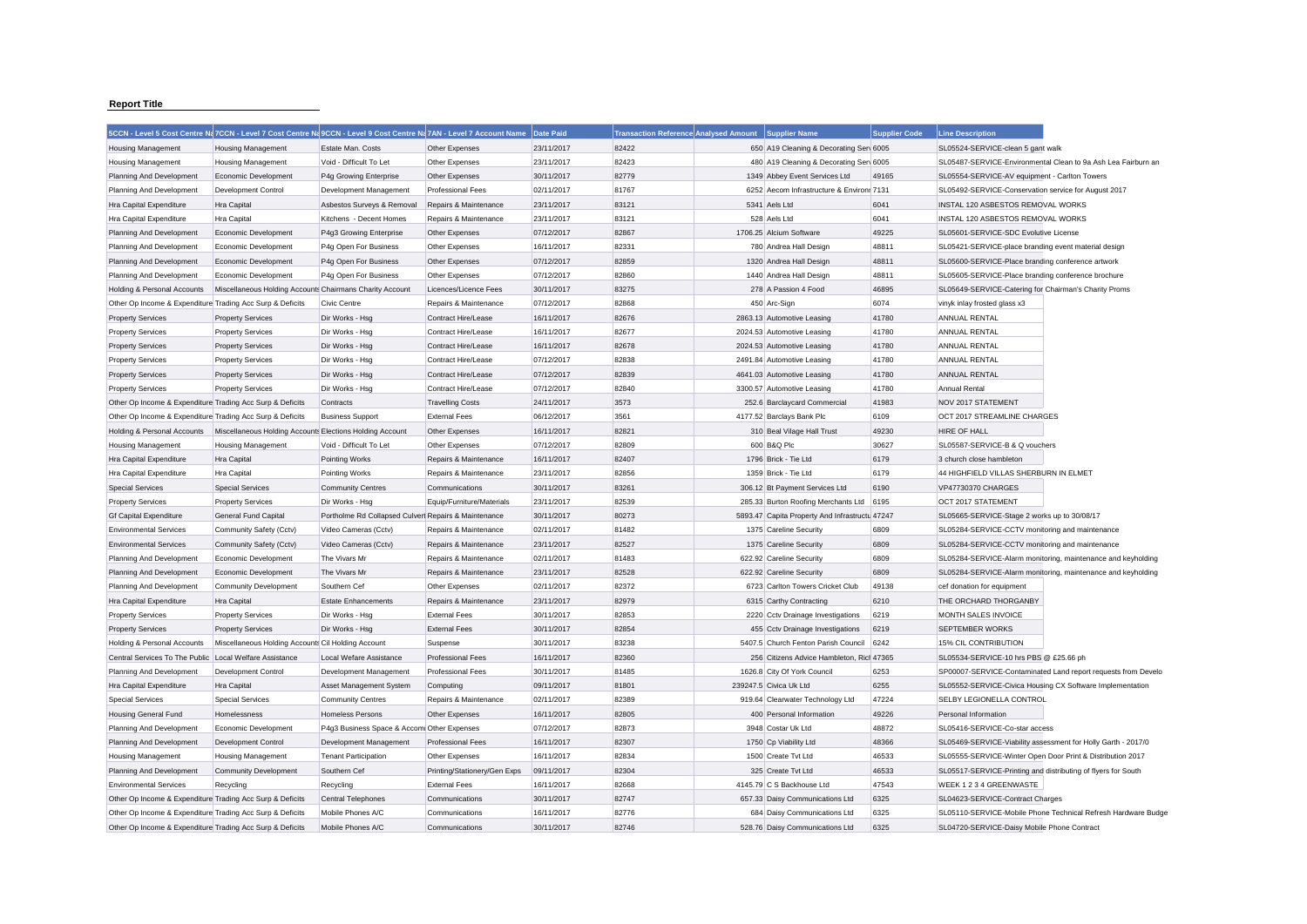**Report Title**

| 5CCN - Level 5 Cost Centre Na | 7CCN - Level 7 Cost Centre Na | 9CCN - Level 9 Cost Centre Na | 7AN - Level 7 Account Name | Date Paid | Transaction Reference | Analysed Amount | Supplier Name | Supplier Code | Line Description |
|---|---|---|---|---|---|---|---|---|---|
| Housing Management | Housing Management | Estate Man. Costs | Other Expenses | 23/11/2017 | 82422 | 650 | A19 Cleaning & Decorating Serv | 6005 | SL05524-SERVICE-clean 5 gant walk |
| Housing Management | Housing Management | Void - Difficult To Let | Other Expenses | 23/11/2017 | 82423 | 480 | A19 Cleaning & Decorating Serv | 6005 | SL05487-SERVICE-Environmental Clean to 9a Ash Lea Fairburn an |
| Planning And Development | Economic Development | P4g Growing Enterprise | Other Expenses | 30/11/2017 | 82779 | 1349 | Abbey Event Services Ltd | 49165 | SL05554-SERVICE-AV equipment - Carlton Towers |
| Planning And Development | Development Control | Development Management | Professional Fees | 02/11/2017 | 81767 | 6252 | Aecom Infrastructure & Environ | 7131 | SL05492-SERVICE-Conservation service for August 2017 |
| Hra Capital Expenditure | Hra Capital | Asbestos Surveys & Removal | Repairs & Maintenance | 23/11/2017 | 83121 | 5341 | Aels Ltd | 6041 | INSTAL 120 ASBESTOS REMOVAL WORKS |
| Hra Capital Expenditure | Hra Capital | Kitchens - Decent Homes | Repairs & Maintenance | 23/11/2017 | 83121 | 528 | Aels Ltd | 6041 | INSTAL 120 ASBESTOS REMOVAL WORKS |
| Planning And Development | Economic Development | P4g3 Growing Enterprise | Other Expenses | 07/12/2017 | 82867 | 1706.25 | Alcium Software | 49225 | SL05601-SERVICE-SDC Evolutive License |
| Planning And Development | Economic Development | P4g Open For Business | Other Expenses | 16/11/2017 | 82331 | 780 | Andrea Hall Design | 48811 | SL05421-SERVICE-place branding event material design |
| Planning And Development | Economic Development | P4g Open For Business | Other Expenses | 07/12/2017 | 82859 | 1320 | Andrea Hall Design | 48811 | SL05600-SERVICE-Place branding conference artwork |
| Planning And Development | Economic Development | P4g Open For Business | Other Expenses | 07/12/2017 | 82860 | 1440 | Andrea Hall Design | 48811 | SL05605-SERVICE-Place branding conference brochure |
| Holding & Personal Accounts | Miscellaneous Holding Accounts | Chairmans Charity Account | Licences/Licence Fees | 30/11/2017 | 83275 | 278 | A Passion 4 Food | 46895 | SL05649-SERVICE-Catering for Chairman's Charity Proms |
| Other Op Income & Expenditure | Trading Acc Surp & Deficits | Civic Centre | Repairs & Maintenance | 07/12/2017 | 82868 | 450 | Arc-Sign | 6074 | vinyk inlay frosted glass x3 |
| Property Services | Property Services | Dir Works - Hsg | Contract Hire/Lease | 16/11/2017 | 82676 | 2863.13 | Automotive Leasing | 41780 | ANNUAL RENTAL |
| Property Services | Property Services | Dir Works - Hsg | Contract Hire/Lease | 16/11/2017 | 82677 | 2024.53 | Automotive Leasing | 41780 | ANNUAL RENTAL |
| Property Services | Property Services | Dir Works - Hsg | Contract Hire/Lease | 16/11/2017 | 82678 | 2024.53 | Automotive Leasing | 41780 | ANNUAL RENTAL |
| Property Services | Property Services | Dir Works - Hsg | Contract Hire/Lease | 07/12/2017 | 82838 | 2491.84 | Automotive Leasing | 41780 | ANNUAL RENTAL |
| Property Services | Property Services | Dir Works - Hsg | Contract Hire/Lease | 07/12/2017 | 82839 | 4641.03 | Automotive Leasing | 41780 | ANNUAL RENTAL |
| Property Services | Property Services | Dir Works - Hsg | Contract Hire/Lease | 07/12/2017 | 82840 | 3300.57 | Automotive Leasing | 41780 | Annual Rental |
| Other Op Income & Expenditure | Trading Acc Surp & Deficits | Contracts | Travelling Costs | 24/11/2017 | 3573 | 252.6 | Barclaycard Commercial | 41983 | NOV 2017 STATEMENT |
| Other Op Income & Expenditure | Trading Acc Surp & Deficits | Business Support | External Fees | 06/12/2017 | 3561 | 4177.52 | Barclays Bank Plc | 6109 | OCT 2017 STREAMLINE CHARGES |
| Holding & Personal Accounts | Miscellaneous Holding Accounts | Elections Holding Account | Other Expenses | 16/11/2017 | 82821 | 310 | Beal Village Hall Trust | 49230 | HIRE OF HALL |
| Housing Management | Housing Management | Void - Difficult To Let | Other Expenses | 07/12/2017 | 82809 | 600 | B&Q Plc | 30627 | SL05587-SERVICE-B & Q vouchers |
| Hra Capital Expenditure | Hra Capital | Pointing Works | Repairs & Maintenance | 16/11/2017 | 82407 | 1796 | Brick - Tie Ltd | 6179 | 3 church close hambleton |
| Hra Capital Expenditure | Hra Capital | Pointing Works | Repairs & Maintenance | 23/11/2017 | 82856 | 1359 | Brick - Tie Ltd | 6179 | 44 HIGHFIELD VILLAS SHERBURN IN ELMET |
| Special Services | Special Services | Community Centres | Communications | 30/11/2017 | 83261 | 306.12 | Bt Payment Services Ltd | 6190 | VP47730370 CHARGES |
| Property Services | Property Services | Dir Works - Hsg | Equip/Furniture/Materials | 23/11/2017 | 82539 | 285.33 | Burton Roofing Merchants Ltd | 6195 | OCT 2017 STATEMENT |
| Gf Capital Expenditure | General Fund Capital | Portholme Rd Collapsed Culvert | Repairs & Maintenance | 30/11/2017 | 80273 | 5893.47 | Capita Property And Infrastructu | 47247 | SL05665-SERVICE-Stage 2 works up to 30/08/17 |
| Environmental Services | Community Safety (Cctv) | Video Cameras (Cctv) | Repairs & Maintenance | 02/11/2017 | 81482 | 1375 | Careline Security | 6809 | SL05284-SERVICE-CCTV monitoring and maintenance |
| Environmental Services | Community Safety (Cctv) | Video Cameras (Cctv) | Repairs & Maintenance | 23/11/2017 | 82527 | 1375 | Careline Security | 6809 | SL05284-SERVICE-CCTV monitoring and maintenance |
| Planning And Development | Economic Development | The Vivars Mr | Repairs & Maintenance | 02/11/2017 | 81483 | 622.92 | Careline Security | 6809 | SL05284-SERVICE-Alarm monitoring, maintenance and keyholding |
| Planning And Development | Economic Development | The Vivars Mr | Repairs & Maintenance | 23/11/2017 | 82528 | 622.92 | Careline Security | 6809 | SL05284-SERVICE-Alarm monitoring, maintenance and keyholding |
| Planning And Development | Community Development | Southern Cef | Other Expenses | 02/11/2017 | 82372 | 6723 | Carlton Towers Cricket Club | 49138 | cef donation for equipment |
| Hra Capital Expenditure | Hra Capital | Estate Enhancements | Repairs & Maintenance | 23/11/2017 | 82979 | 6315 | Carthy Contracting | 6210 | THE ORCHARD THORGANBY |
| Property Services | Property Services | Dir Works - Hsg | External Fees | 30/11/2017 | 82853 | 2220 | Cctv Drainage Investigations | 6219 | MONTH SALES INVOICE |
| Property Services | Property Services | Dir Works - Hsg | External Fees | 30/11/2017 | 82854 | 455 | Cctv Drainage Investigations | 6219 | SEPTEMBER WORKS |
| Holding & Personal Accounts | Miscellaneous Holding Accounts | Cil Holding Account | Suspense | 30/11/2017 | 83238 | 5407.5 | Church Fenton Parish Council | 6242 | 15% CIL CONTRIBUTION |
| Central Services To The Public | Local Welfare Assistance | Local Wefare Assistance | Professional Fees | 16/11/2017 | 82360 | 256 | Citizens Advice Hambleton, Rich | 47365 | SL05534-SERVICE-10 hrs PBS @ £25.66 ph |
| Planning And Development | Development Control | Development Management | Professional Fees | 30/11/2017 | 81485 | 1626.8 | City Of York Council | 6253 | SP00007-SERVICE-Contaminated Land report requests from Develo |
| Hra Capital Expenditure | Hra Capital | Asset Management System | Computing | 09/11/2017 | 81801 | 239247.5 | Civica Uk Ltd | 6255 | SL05552-SERVICE-Civica Housing CX Software Implementation |
| Special Services | Special Services | Community Centres | Repairs & Maintenance | 02/11/2017 | 82389 | 919.64 | Clearwater Technology Ltd | 47224 | SELBY LEGIONELLA CONTROL |
| Housing General Fund | Homelessness | Homeless Persons | Other Expenses | 16/11/2017 | 82805 | 400 | Personal Information | 49226 | Personal Information |
| Planning And Development | Economic Development | P4g3 Business Space & Accom | Other Expenses | 07/12/2017 | 82873 | 3948 | Costar Uk Ltd | 48872 | SL05416-SERVICE-Co-star access |
| Planning And Development | Development Control | Development Management | Professional Fees | 16/11/2017 | 82307 | 1750 | Cp Viability Ltd | 48366 | SL05469-SERVICE-Viability assessment for Holly Garth - 2017/0 |
| Housing Management | Housing Management | Tenant Participation | Other Expenses | 16/11/2017 | 82834 | 1500 | Create Tvt Ltd | 46533 | SL05555-SERVICE-Winter Open Door Print & Distribution 2017 |
| Planning And Development | Community Development | Southern Cef | Printing/Stationery/Gen Exps | 09/11/2017 | 82304 | 325 | Create Tvt Ltd | 46533 | SL05517-SERVICE-Printing and distributing of flyers for South |
| Environmental Services | Recycling | Recycling | External Fees | 16/11/2017 | 82668 | 4145.79 | C S Backhouse Ltd | 47543 | WEEK 1 2 3 4 GREENWASTE |
| Other Op Income & Expenditure | Trading Acc Surp & Deficits | Central Telephones | Communications | 30/11/2017 | 82747 | 657.33 | Daisy Communications Ltd | 6325 | SL04623-SERVICE-Contract Charges |
| Other Op Income & Expenditure | Trading Acc Surp & Deficits | Mobile Phones A/C | Communications | 16/11/2017 | 82776 | 684 | Daisy Communications Ltd | 6325 | SL05110-SERVICE-Mobile Phone Technical Refresh Hardware Budge |
| Other Op Income & Expenditure | Trading Acc Surp & Deficits | Mobile Phones A/C | Communications | 30/11/2017 | 82746 | 528.76 | Daisy Communications Ltd | 6325 | SL04720-SERVICE-Daisy Mobile Phone Contract |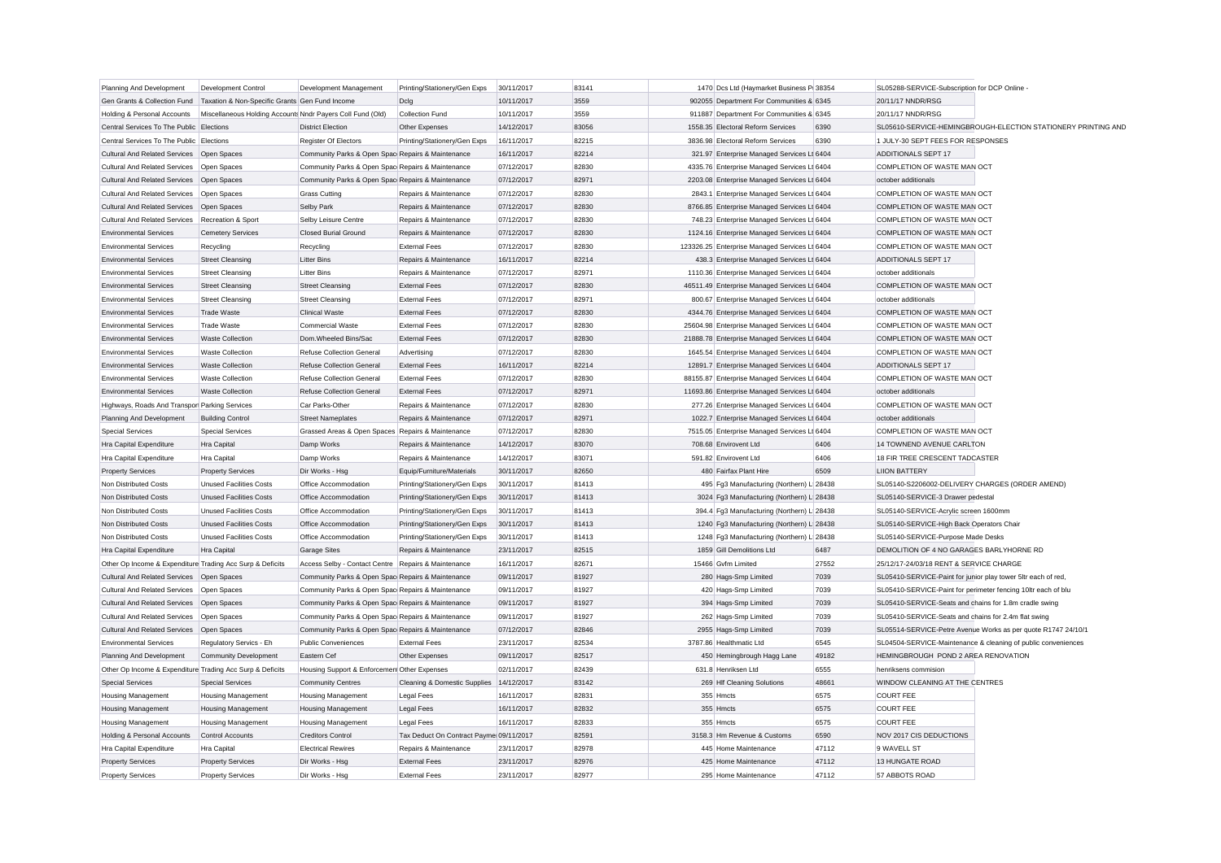| Planning And Development | Development Control | Development Management | Printing/Stationery/Gen Exps | 30/11/2017 | 83141 | 1470 | Dcs Ltd (Haymarket Business P | 38354 | SL05288-SERVICE-Subscription for DCP Online - |
|---|---|---|---|---|---|---|---|---|---|
| Gen Grants & Collection Fund | Taxation & Non-Specific Grants | Gen Fund Income | Dclg | 10/11/2017 | 3559 | 902055 | Department For Communities & | 6345 | 20/11/17 NNDR/RSG |
| Holding & Personal Accounts | Miscellaneous Holding Accounts | Nndr Payers Coll Fund (Old) | Collection Fund | 10/11/2017 | 3559 | 911887 | Department For Communities & | 6345 | 20/11/17 NNDR/RSG |
| Central Services To The Public | Elections | District Election | Other Expenses | 14/12/2017 | 83056 | 1558.35 | Electoral Reform Services | 6390 | SL05610-SERVICE-HEMINGBROUGH-ELECTION STATIONERY PRINTING AND |
| Central Services To The Public | Elections | Register Of Electors | Printing/Stationery/Gen Exps | 16/11/2017 | 82215 | 3836.98 | Electoral Reform Services | 6390 | 1 JULY-30 SEPT FEES FOR RESPONSES |
| Cultural And Related Services | Open Spaces | Community Parks & Open Spac | Repairs & Maintenance | 16/11/2017 | 82214 | 321.97 | Enterprise Managed Services Lt | 6404 | ADDITIONALS SEPT 17 |
| Cultural And Related Services | Open Spaces | Community Parks & Open Spac | Repairs & Maintenance | 07/12/2017 | 82830 | 4335.76 | Enterprise Managed Services Lt | 6404 | COMPLETION OF WASTE MAN OCT |
| Cultural And Related Services | Open Spaces | Community Parks & Open Spac | Repairs & Maintenance | 07/12/2017 | 82971 | 2203.08 | Enterprise Managed Services Lt | 6404 | october additionals |
| Cultural And Related Services | Open Spaces | Grass Cutting | Repairs & Maintenance | 07/12/2017 | 82830 | 2843.1 | Enterprise Managed Services Lt | 6404 | COMPLETION OF WASTE MAN OCT |
| Cultural And Related Services | Open Spaces | Selby Park | Repairs & Maintenance | 07/12/2017 | 82830 | 8766.85 | Enterprise Managed Services Lt | 6404 | COMPLETION OF WASTE MAN OCT |
| Cultural And Related Services | Recreation & Sport | Selby Leisure Centre | Repairs & Maintenance | 07/12/2017 | 82830 | 748.23 | Enterprise Managed Services Lt | 6404 | COMPLETION OF WASTE MAN OCT |
| Environmental Services | Cemetery Services | Closed Burial Ground | Repairs & Maintenance | 07/12/2017 | 82830 | 1124.16 | Enterprise Managed Services Lt | 6404 | COMPLETION OF WASTE MAN OCT |
| Environmental Services | Recycling | Recycling | External Fees | 07/12/2017 | 82830 | 123326.25 | Enterprise Managed Services Lt | 6404 | COMPLETION OF WASTE MAN OCT |
| Environmental Services | Street Cleansing | Litter Bins | Repairs & Maintenance | 16/11/2017 | 82214 | 438.3 | Enterprise Managed Services Lt | 6404 | ADDITIONALS SEPT 17 |
| Environmental Services | Street Cleansing | Litter Bins | Repairs & Maintenance | 07/12/2017 | 82971 | 1110.36 | Enterprise Managed Services Lt | 6404 | october additionals |
| Environmental Services | Street Cleansing | Street Cleansing | External Fees | 07/12/2017 | 82830 | 46511.49 | Enterprise Managed Services Lt | 6404 | COMPLETION OF WASTE MAN OCT |
| Environmental Services | Street Cleansing | Street Cleansing | External Fees | 07/12/2017 | 82971 | 800.67 | Enterprise Managed Services Lt | 6404 | october additionals |
| Environmental Services | Trade Waste | Clinical Waste | External Fees | 07/12/2017 | 82830 | 4344.76 | Enterprise Managed Services Lt | 6404 | COMPLETION OF WASTE MAN OCT |
| Environmental Services | Trade Waste | Commercial Waste | External Fees | 07/12/2017 | 82830 | 25604.98 | Enterprise Managed Services Lt | 6404 | COMPLETION OF WASTE MAN OCT |
| Environmental Services | Waste Collection | Dom.Wheeled Bins/Sac | External Fees | 07/12/2017 | 82830 | 21888.78 | Enterprise Managed Services Lt | 6404 | COMPLETION OF WASTE MAN OCT |
| Environmental Services | Waste Collection | Refuse Collection General | Advertising | 07/12/2017 | 82830 | 1645.54 | Enterprise Managed Services Lt | 6404 | COMPLETION OF WASTE MAN OCT |
| Environmental Services | Waste Collection | Refuse Collection General | External Fees | 16/11/2017 | 82214 | 12891.7 | Enterprise Managed Services Lt | 6404 | ADDITIONALS SEPT 17 |
| Environmental Services | Waste Collection | Refuse Collection General | External Fees | 07/12/2017 | 82830 | 88155.87 | Enterprise Managed Services Lt | 6404 | COMPLETION OF WASTE MAN OCT |
| Environmental Services | Waste Collection | Refuse Collection General | External Fees | 07/12/2017 | 82971 | 11693.86 | Enterprise Managed Services Lt | 6404 | october additionals |
| Highways, Roads And Transport | Parking Services | Car Parks-Other | Repairs & Maintenance | 07/12/2017 | 82830 | 277.26 | Enterprise Managed Services Lt | 6404 | COMPLETION OF WASTE MAN OCT |
| Planning And Development | Building Control | Street Nameplates | Repairs & Maintenance | 07/12/2017 | 82971 | 1022.7 | Enterprise Managed Services Lt | 6404 | october additionals |
| Special Services | Special Services | Grassed Areas & Open Spaces | Repairs & Maintenance | 07/12/2017 | 82830 | 7515.05 | Enterprise Managed Services Lt | 6404 | COMPLETION OF WASTE MAN OCT |
| Hra Capital Expenditure | Hra Capital | Damp Works | Repairs & Maintenance | 14/12/2017 | 83070 | 708.68 | Envirovent Ltd | 6406 | 14 TOWNEND AVENUE CARLTON |
| Hra Capital Expenditure | Hra Capital | Damp Works | Repairs & Maintenance | 14/12/2017 | 83071 | 591.82 | Envirovent Ltd | 6406 | 18 FIR TREE CRESCENT TADCASTER |
| Property Services | Property Services | Dir Works - Hsg | Equip/Furniture/Materials | 30/11/2017 | 82650 | 480 | Fairfax Plant Hire | 6509 | LIION BATTERY |
| Non Distributed Costs | Unused Facilities Costs | Office Accommodation | Printing/Stationery/Gen Exps | 30/11/2017 | 81413 | 495 | Fg3 Manufacturing (Northern) L | 28438 | SL05140-S2206002-DELIVERY CHARGES (ORDER AMEND) |
| Non Distributed Costs | Unused Facilities Costs | Office Accommodation | Printing/Stationery/Gen Exps | 30/11/2017 | 81413 | 3024 | Fg3 Manufacturing (Northern) L | 28438 | SL05140-SERVICE-3 Drawer pedestal |
| Non Distributed Costs | Unused Facilities Costs | Office Accommodation | Printing/Stationery/Gen Exps | 30/11/2017 | 81413 | 394.4 | Fg3 Manufacturing (Northern) L | 28438 | SL05140-SERVICE-Acrylic screen 1600mm |
| Non Distributed Costs | Unused Facilities Costs | Office Accommodation | Printing/Stationery/Gen Exps | 30/11/2017 | 81413 | 1240 | Fg3 Manufacturing (Northern) L | 28438 | SL05140-SERVICE-High Back Operators Chair |
| Non Distributed Costs | Unused Facilities Costs | Office Accommodation | Printing/Stationery/Gen Exps | 30/11/2017 | 81413 | 1248 | Fg3 Manufacturing (Northern) L | 28438 | SL05140-SERVICE-Purpose Made Desks |
| Hra Capital Expenditure | Hra Capital | Garage Sites | Repairs & Maintenance | 23/11/2017 | 82515 | 1859 | Gill Demolitions Ltd | 6487 | DEMOLITION OF 4 NO GARAGES BARLYHORNE RD |
| Other Op Income & Expenditure | Trading Acc Surp & Deficits | Access Selby - Contact Centre | Repairs & Maintenance | 16/11/2017 | 82671 | 15466 | Gvfm Limited | 27552 | 25/12/17-24/03/18 RENT & SERVICE CHARGE |
| Cultural And Related Services | Open Spaces | Community Parks & Open Spac | Repairs & Maintenance | 09/11/2017 | 81927 | 280 | Hags-Smp Limited | 7039 | SL05410-SERVICE-Paint for junior play tower 5ltr each of red, |
| Cultural And Related Services | Open Spaces | Community Parks & Open Spac | Repairs & Maintenance | 09/11/2017 | 81927 | 420 | Hags-Smp Limited | 7039 | SL05410-SERVICE-Paint for perimeter fencing 10ltr each of blu |
| Cultural And Related Services | Open Spaces | Community Parks & Open Spac | Repairs & Maintenance | 09/11/2017 | 81927 | 394 | Hags-Smp Limited | 7039 | SL05410-SERVICE-Seats and chains for 1.8m cradle swing |
| Cultural And Related Services | Open Spaces | Community Parks & Open Spac | Repairs & Maintenance | 09/11/2017 | 81927 | 262 | Hags-Smp Limited | 7039 | SL05410-SERVICE-Seats and chains for 2.4m flat swing |
| Cultural And Related Services | Open Spaces | Community Parks & Open Spac | Repairs & Maintenance | 07/12/2017 | 82846 | 2955 | Hags-Smp Limited | 7039 | SL05514-SERVICE-Petre Avenue Works as per quote R1747 24/10/1 |
| Environmental Services | Regulatory Servics - Eh | Public Conveniences | External Fees | 23/11/2017 | 82534 | 3787.86 | Healthmatic Ltd | 6545 | SL04504-SERVICE-Maintenance & cleaning of public conveniences |
| Planning And Development | Community Development | Eastern Cef | Other Expenses | 09/11/2017 | 82517 | 450 | Hemingbrough Hagg Lane | 49182 | HEMINGBROUGH POND 2 AREA RENOVATION |
| Other Op Income & Expenditure | Trading Acc Surp & Deficits | Housing Support & Enforcemen | Other Expenses | 02/11/2017 | 82439 | 631.8 | Henriksen Ltd | 6555 | henriksens commision |
| Special Services | Special Services | Community Centres | Cleaning & Domestic Supplies | 14/12/2017 | 83142 | 269 | Hlf Cleaning Solutions | 48661 | WINDOW CLEANING AT THE CENTRES |
| Housing Management | Housing Management | Housing Management | Legal Fees | 16/11/2017 | 82831 | 355 | Hmcts | 6575 | COURT FEE |
| Housing Management | Housing Management | Housing Management | Legal Fees | 16/11/2017 | 82832 | 355 | Hmcts | 6575 | COURT FEE |
| Housing Management | Housing Management | Housing Management | Legal Fees | 16/11/2017 | 82833 | 355 | Hmcts | 6575 | COURT FEE |
| Holding & Personal Accounts | Control Accounts | Creditors Control | Tax Deduct On Contract Payme | 09/11/2017 | 82591 | 3158.3 | Hm Revenue & Customs | 6590 | NOV 2017 CIS DEDUCTIONS |
| Hra Capital Expenditure | Hra Capital | Electrical Rewires | Repairs & Maintenance | 23/11/2017 | 82978 | 445 | Home Maintenance | 47112 | 9 WAVELL ST |
| Property Services | Property Services | Dir Works - Hsg | External Fees | 23/11/2017 | 82976 | 425 | Home Maintenance | 47112 | 13 HUNGATE ROAD |
| Property Services | Property Services | Dir Works - Hsg | External Fees | 23/11/2017 | 82977 | 295 | Home Maintenance | 47112 | 57 ABBOTS ROAD |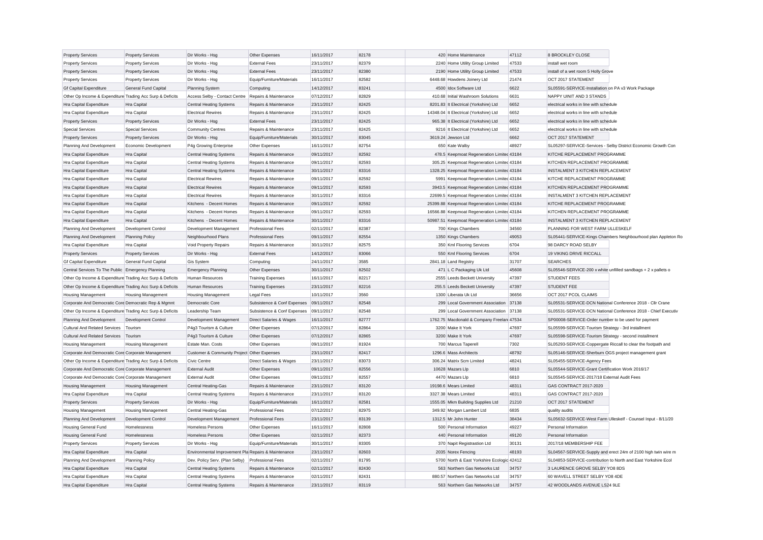| | | | | | | | | | |
|---|---|---|---|---|---|---|---|---|---|
| Property Services | Property Services | Dir Works - Hsg | Other Expenses | 16/11/2017 | 82178 | 420 | Home Maintenance | 47112 | 8 BROCKLEY CLOSE |
| Property Services | Property Services | Dir Works - Hsg | External Fees | 23/11/2017 | 82379 | 2240 | Home Utility Group Limited | 47533 | install wet room |
| Property Services | Property Services | Dir Works - Hsg | External Fees | 23/11/2017 | 82380 | 2190 | Home Utility Group Limited | 47533 | install of a wet room 5 Holly Grove |
| Property Services | Property Services | Dir Works - Hsg | Equip/Furniture/Materials | 16/11/2017 | 82582 | 6448.68 | Howdens Joinery Ltd | 21474 | OCT 2017 STATEMENT |
| Gf Capital Expenditure | General Fund Capital | Planning System | Computing | 14/12/2017 | 83241 | 4500 | Idox Software Ltd | 6622 | SL05591-SERVICE-Installation on PA v3 Work Package |
| Other Op Income & Expenditure | Trading Acc Surp & Deficits | Access Selby - Contact Centre | Repairs & Maintenance | 07/12/2017 | 82829 | 410.68 | Initial Washroom Solutions | 6631 | NAPPY UINIT AND 3 STANDS |
| Hra Capital Expenditure | Hra Capital | Central Heating Systems | Repairs & Maintenance | 23/11/2017 | 82425 | 8201.83 | It Electrical (Yorkshire) Ltd | 6652 | electrical works in line with schedule |
| Hra Capital Expenditure | Hra Capital | Electrical Rewires | Repairs & Maintenance | 23/11/2017 | 82425 | 14348.04 | It Electrical (Yorkshire) Ltd | 6652 | electrical works in line with schedule |
| Property Services | Property Services | Dir Works - Hsg | External Fees | 23/11/2017 | 82425 | 965.38 | It Electrical (Yorkshire) Ltd | 6652 | electrical works in line with schedule |
| Special Services | Special Services | Community Centres | Repairs & Maintenance | 23/11/2017 | 82425 | 9216 | It Electrical (Yorkshire) Ltd | 6652 | electrical works in line with schedule |
| Property Services | Property Services | Dir Works - Hsg | Equip/Furniture/Materials | 30/11/2017 | 83045 | 3619.24 | Jewson Ltd | 6662 | OCT 2017 STATEMENT |
| Planning And Development | Economic Development | P4g Growing Enterprise | Other Expenses | 16/11/2017 | 82754 | 650 | Kate Walby | 48927 | SL05297-SERVICE-Services - Selby District Economic Growth Con |
| Hra Capital Expenditure | Hra Capital | Central Heating Systems | Repairs & Maintenance | 09/11/2017 | 82592 | 478.5 | Keepmoat Regeneration Limited | 43184 | KITCHE REPLACEMENT PROGRAMME |
| Hra Capital Expenditure | Hra Capital | Central Heating Systems | Repairs & Maintenance | 09/11/2017 | 82593 | 305.25 | Keepmoat Regeneration Limited | 43184 | KITCHEN REPLACEMENT PROGRAMME |
| Hra Capital Expenditure | Hra Capital | Central Heating Systems | Repairs & Maintenance | 30/11/2017 | 83316 | 1328.25 | Keepmoat Regeneration Limited | 43184 | INSTALMENT 3 KITCHEN REPLACEMENT |
| Hra Capital Expenditure | Hra Capital | Electrical Rewires | Repairs & Maintenance | 09/11/2017 | 82592 | 5991 | Keepmoat Regeneration Limited | 43184 | KITCHE REPLACEMENT PROGRAMME |
| Hra Capital Expenditure | Hra Capital | Electrical Rewires | Repairs & Maintenance | 09/11/2017 | 82593 | 3943.5 | Keepmoat Regeneration Limited | 43184 | KITCHEN REPLACEMENT PROGRAMME |
| Hra Capital Expenditure | Hra Capital | Electrical Rewires | Repairs & Maintenance | 30/11/2017 | 83316 | 22699.5 | Keepmoat Regeneration Limited | 43184 | INSTALMENT 3 KITCHEN REPLACEMENT |
| Hra Capital Expenditure | Hra Capital | Kitchens - Decent Homes | Repairs & Maintenance | 09/11/2017 | 82592 | 25399.88 | Keepmoat Regeneration Limited | 43184 | KITCHE REPLACEMENT PROGRAMME |
| Hra Capital Expenditure | Hra Capital | Kitchens - Decent Homes | Repairs & Maintenance | 09/11/2017 | 82593 | 16566.88 | Keepmoat Regeneration Limited | 43184 | KITCHEN REPLACEMENT PROGRAMME |
| Hra Capital Expenditure | Hra Capital | Kitchens - Decent Homes | Repairs & Maintenance | 30/11/2017 | 83316 | 50987.51 | Keepmoat Regeneration Limited | 43184 | INSTALMENT 3 KITCHEN REPLACEMENT |
| Planning And Development | Development Control | Development Management | Professional Fees | 02/11/2017 | 82387 | 700 | Kings Chambers | 34560 | PLANNING FOR WEST FARM ULLESKELF |
| Planning And Development | Planning Policy | Neighbourhood Plans | Professional Fees | 09/11/2017 | 82554 | 1350 | Kings Chambers | 49053 | SL05441-SERVICE-Kings Chambers Neighbourhood plan Appleton Ro |
| Hra Capital Expenditure | Hra Capital | Void Property Repairs | Repairs & Maintenance | 30/11/2017 | 82575 | 350 | Kml Flooring Services | 6704 | 98 DARCY ROAD SELBY |
| Property Services | Property Services | Dir Works - Hsg | External Fees | 14/12/2017 | 83066 | 550 | Kml Flooring Services | 6704 | 19 VIKING DRIVE RICCALL |
| Gf Capital Expenditure | General Fund Capital | Gis System | Computing | 24/11/2017 | 3585 | 2841.18 | Land Registry | 31707 | SEARCHES |
| Central Services To The Public | Emergency Planning | Emergency Planning | Other Expenses | 30/11/2017 | 82502 | 471 | L C Packaging Uk Ltd | 45608 | SL05546-SERVICE-200 x white unfilled sandbags + 2 x pallets o |
| Other Op Income & Expenditure | Trading Acc Surp & Deficits | Human Resources | Training Expenses | 16/11/2017 | 82217 | 2555 | Leeds Beckett University | 47397 | STUDENT FEES |
| Other Op Income & Expenditure | Trading Acc Surp & Deficits | Human Resources | Training Expenses | 23/11/2017 | 82216 | 255.5 | Leeds Beckett University | 47397 | STUDENT FEE |
| Housing Management | Housing Management | Housing Management | Legal Fees | 10/11/2017 | 3560 | 1300 | Liberata Uk Ltd | 36656 | OCT 2017 PCOL CLAIMS |
| Corporate And Democratic Core | Democratic Rep & Mgmnt | Democratic Core | Subsistence & Conf Expenses | 09/11/2017 | 82548 | 299 | Local Government Association | 37138 | SL05531-SERVICE-DCN National Conference 2018 - Cllr Crane |
| Other Op Income & Expenditure | Trading Acc Surp & Deficits | Leadership Team | Subsistence & Conf Expenses | 09/11/2017 | 82548 | 299 | Local Government Association | 37138 | SL05531-SERVICE-DCN National Conference 2018 - Chief Executiv |
| Planning And Development | Development Control | Development Management | Direct Salaries & Wages | 16/11/2017 | 82777 | 1762.75 | Macdonald & Company Freelan | 47534 | SP00008-SERVICE-Order number to be used for payment |
| Cultural And Related Services | Tourism | P4g3 Tourism & Culture | Other Expenses | 07/12/2017 | 82864 | 3200 | Make It York | 47697 | SL05599-SERVICE-Tourism Strategy - 3rd installment |
| Cultural And Related Services | Tourism | P4g3 Tourism & Culture | Other Expenses | 07/12/2017 | 82865 | 3200 | Make It York | 47697 | SL05598-SERVICE-Tourism Strategy - second installment |
| Housing Management | Housing Management | Estate Man. Costs | Other Expenses | 09/11/2017 | 81924 | 700 | Marcus Taperell | 7302 | SL05293-SERVICE-Coppergate Riccall to clear the footpath and |
| Corporate And Democratic Core | Corporate Management | Customer & Community Project | Other Expenses | 23/11/2017 | 82417 | 1296.6 | Mass Architects | 48792 | SL05146-SERVICE-Sherburn OGS project management grant |
| Other Op Income & Expenditure | Trading Acc Surp & Deficits | Civic Centre | Direct Salaries & Wages | 23/11/2017 | 83073 | 306.24 | Matrix Scm Limited | 48241 | SL05455-SERVICE-Agency Fees |
| Corporate And Democratic Core | Corporate Management | External Audit | Other Expenses | 09/11/2017 | 82556 | 10628 | Mazars Llp | 6810 | SL05544-SERVICE-Grant Certification Work 2016/17 |
| Corporate And Democratic Core | Corporate Management | External Audit | Other Expenses | 09/11/2017 | 82557 | 4470 | Mazars Llp | 6810 | SL05545-SERVICE-2017/18 External Audit Fees |
| Housing Management | Housing Management | Central Heating-Gas | Repairs & Maintenance | 23/11/2017 | 83120 | 19198.6 | Mears Limited | 48311 | GAS CONTRACT 2017-2020 |
| Hra Capital Expenditure | Hra Capital | Central Heating Systems | Repairs & Maintenance | 23/11/2017 | 83120 | 3327.38 | Mears Limited | 48311 | GAS CONTRACT 2017-2020 |
| Property Services | Property Services | Dir Works - Hsg | Equip/Furniture/Materials | 16/11/2017 | 82581 | 1555.05 | Mkm Building Supplies Ltd | 21210 | OCT 2017 STATEMENT |
| Housing Management | Housing Management | Central Heating-Gas | Professional Fees | 07/12/2017 | 82975 | 349.92 | Morgan Lambert Ltd | 6835 | quality audits |
| Planning And Development | Development Control | Development Management | Professional Fees | 23/11/2017 | 83139 | 1312.5 | Mr John Hunter | 38434 | SL05632-SERVICE-West Farm Ulleskelf - Counsel Input - 8/11/20 |
| Housing General Fund | Homelessness | Homeless Persons | Other Expenses | 16/11/2017 | 82808 | 500 | Personal Information | 49227 | Personal Information |
| Housing General Fund | Homelessness | Homeless Persons | Other Expenses | 02/11/2017 | 82373 | 440 | Personal Information | 49120 | Personal Information |
| Property Services | Property Services | Dir Works - Hsg | Equip/Furniture/Materials | 30/11/2017 | 83305 | 370 | Napit Registrastion Ltd | 30131 | 2017/18 MEMBERSHIP FEE |
| Hra Capital Expenditure | Hra Capital | Environmental Improvement Pla | Repairs & Maintenance | 23/11/2017 | 82603 | 2035 | Norex Fencing | 48193 | SL04567-SERVICE-Supply and erect 24m of 2100 high twin wire m |
| Planning And Development | Planning Policy | Dev. Policy Serv. (Plan Selby) | Professional Fees | 02/11/2017 | 81795 | 5700 | North & East Yorkshire Ecologic | 42412 | SL04853-SERVICE-contribution to North and East Yorkshire Ecol |
| Hra Capital Expenditure | Hra Capital | Central Heating Systems | Repairs & Maintenance | 02/11/2017 | 82430 | 563 | Northern Gas Networks Ltd | 34757 | 3 LAURENCE GROVE SELBY YO8 8DS |
| Hra Capital Expenditure | Hra Capital | Central Heating Systems | Repairs & Maintenance | 02/11/2017 | 82431 | 880.57 | Northern Gas Networks Ltd | 34757 | 60 WAVELL STREET SELBY YO8 4DE |
| Hra Capital Expenditure | Hra Capital | Central Heating Systems | Repairs & Maintenance | 23/11/2017 | 83119 | 563 | Northern Gas Networks Ltd | 34757 | 42 WOODLANDS AVENUE LS24 9LE |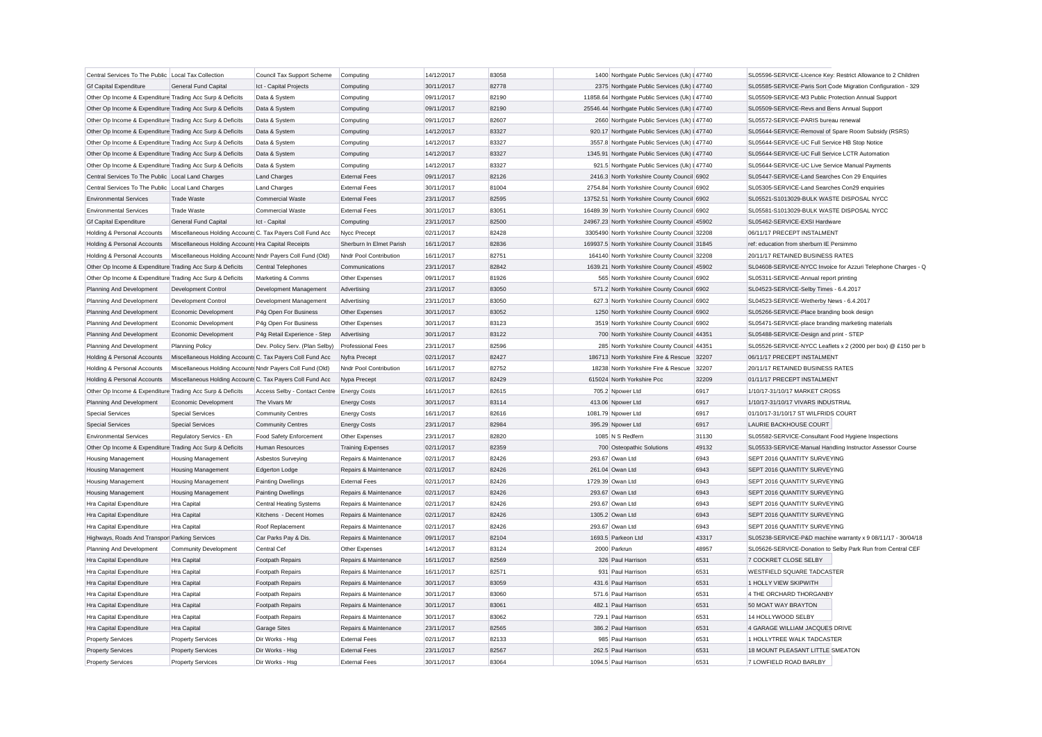| | | | | | | | | | |
|---|---|---|---|---|---|---|---|---|---|
| Central Services To The Public | Local Tax Collection | Council Tax Support Scheme | Computing | 14/12/2017 | 83058 | 1400 | Northgate Public Services (Uk) I | 47740 | SL05596-SERVICE-LIcence Key: Restrict Allowance to 2 Children |
| Gf Capital Expenditure | General Fund Capital | Ict - Capital Projects | Computing | 30/11/2017 | 82778 | 2375 | Northgate Public Services (Uk) I | 47740 | SL05585-SERVICE-Paris Sort Code Migration Configuration - 329 |
| Other Op Income & Expenditure | Trading Acc Surp & Deficits | Data & System | Computing | 09/11/2017 | 82190 | 11858.64 | Northgate Public Services (Uk) I | 47740 | SL05509-SERVICE-M3 Public Protection Annual Support |
| Other Op Income & Expenditure | Trading Acc Surp & Deficits | Data & System | Computing | 09/11/2017 | 82190 | 25546.44 | Northgate Public Services (Uk) I | 47740 | SL05509-SERVICE-Revs and Bens Annual Support |
| Other Op Income & Expenditure | Trading Acc Surp & Deficits | Data & System | Computing | 09/11/2017 | 82607 | 2660 | Northgate Public Services (Uk) I | 47740 | SL05572-SERVICE-PARIS bureau renewal |
| Other Op Income & Expenditure | Trading Acc Surp & Deficits | Data & System | Computing | 14/12/2017 | 83327 | 920.17 | Northgate Public Services (Uk) I | 47740 | SL05644-SERVICE-Removal of Spare Room Subsidy (RSRS) |
| Other Op Income & Expenditure | Trading Acc Surp & Deficits | Data & System | Computing | 14/12/2017 | 83327 | 3557.8 | Northgate Public Services (Uk) I | 47740 | SL05644-SERVICE-UC Full Service HB Stop Notice |
| Other Op Income & Expenditure | Trading Acc Surp & Deficits | Data & System | Computing | 14/12/2017 | 83327 | 1345.91 | Northgate Public Services (Uk) I | 47740 | SL05644-SERVICE-UC Full Service LCTR Automation |
| Other Op Income & Expenditure | Trading Acc Surp & Deficits | Data & System | Computing | 14/12/2017 | 83327 | 921.5 | Northgate Public Services (Uk) I | 47740 | SL05644-SERVICE-UC Live Service Manual Payments |
| Central Services To The Public | Local Land Charges | Land Charges | External Fees | 09/11/2017 | 82126 | 2416.3 | North Yorkshire County Council | 6902 | SL05447-SERVICE-Land Searches Con 29 Enquiries |
| Central Services To The Public | Local Land Charges | Land Charges | External Fees | 30/11/2017 | 81004 | 2754.84 | North Yorkshire County Council | 6902 | SL05305-SERVICE-Land Searches Con29 enquiries |
| Environmental Services | Trade Waste | Commercial Waste | External Fees | 23/11/2017 | 82595 | 13752.51 | North Yorkshire County Council | 6902 | SL05521-S1013029-BULK WASTE DISPOSAL NYCC |
| Environmental Services | Trade Waste | Commercial Waste | External Fees | 30/11/2017 | 83051 | 16489.39 | North Yorkshire County Council | 6902 | SL05581-S1013029-BULK WASTE DISPOSAL NYCC |
| Gf Capital Expenditure | General Fund Capital | Ict - Capital | Computing | 23/11/2017 | 82500 | 24967.23 | North Yorkshire County Council | 45902 | SL05462-SERVICE-EXSI Hardware |
| Holding & Personal Accounts | Miscellaneous Holding Accounts | C. Tax Payers Coll Fund Acc | Nycc Precept | 02/11/2017 | 82428 | 3305490 | North Yorkshire County Council | 32208 | 06/11/17 PRECEPT INSTALMENT |
| Holding & Personal Accounts | Miscellaneous Holding Accounts | Hra Capital Receipts | Sherburn In Elmet Parish | 16/11/2017 | 82836 | 169937.5 | North Yorkshire County Council | 31845 | ref: education from sherburn IE Persimmo |
| Holding & Personal Accounts | Miscellaneous Holding Accounts | Nndr Payers Coll Fund (Old) | Nndr Pool Contribution | 16/11/2017 | 82751 | 164140 | North Yorkshire County Council | 32208 | 20/11/17 RETAINED BUSINESS RATES |
| Other Op Income & Expenditure | Trading Acc Surp & Deficits | Central Telephones | Communications | 23/11/2017 | 82842 | 1639.21 | North Yorkshire County Council | 45902 | SL04608-SERVICE-NYCC Invoice for Azzuri Telephone Charges - Q |
| Other Op Income & Expenditure | Trading Acc Surp & Deficits | Marketing & Comms | Other Expenses | 09/11/2017 | 81926 | 565 | North Yorkshire County Council | 6902 | SL05311-SERVICE-Annual report printing |
| Planning And Development | Development Control | Development Management | Advertising | 23/11/2017 | 83050 | 571.2 | North Yorkshire County Council | 6902 | SL04523-SERVICE-Selby Times - 6.4.2017 |
| Planning And Development | Development Control | Development Management | Advertising | 23/11/2017 | 83050 | 627.3 | North Yorkshire County Council | 6902 | SL04523-SERVICE-Wetherby News - 6.4.2017 |
| Planning And Development | Economic Development | P4g Open For Business | Other Expenses | 30/11/2017 | 83052 | 1250 | North Yorkshire County Council | 6902 | SL05266-SERVICE-Place branding book design |
| Planning And Development | Economic Development | P4g Open For Business | Other Expenses | 30/11/2017 | 83123 | 3519 | North Yorkshire County Council | 6902 | SL05471-SERVICE-place branding marketing materials |
| Planning And Development | Economic Development | P4g Retail Experience - Step | Advertising | 30/11/2017 | 83122 | 700 | North Yorkshire County Council | 44351 | SL05488-SERVICE-Design and print - STEP |
| Planning And Development | Planning Policy | Dev. Policy Serv. (Plan Selby) | Professional Fees | 23/11/2017 | 82596 | 285 | North Yorkshire County Council | 44351 | SL05526-SERVICE-NYCC Leaflets x 2 (2000 per box) @ £150 per b |
| Holding & Personal Accounts | Miscellaneous Holding Accounts | C. Tax Payers Coll Fund Acc | Nyfra Precept | 02/11/2017 | 82427 | 186713 | North Yorkshire Fire & Rescue | 32207 | 06/11/17 PRECEPT INSTALMENT |
| Holding & Personal Accounts | Miscellaneous Holding Accounts | Nndr Payers Coll Fund (Old) | Nndr Pool Contribution | 16/11/2017 | 82752 | 18238 | North Yorkshire Fire & Rescue | 32207 | 20/11/17 RETAINED BUSINESS RATES |
| Holding & Personal Accounts | Miscellaneous Holding Accounts | C. Tax Payers Coll Fund Acc | Nypa Precept | 02/11/2017 | 82429 | 615024 | North Yorkshire Pcc | 32209 | 01/11/17 PRECEPT INSTALMENT |
| Other Op Income & Expenditure | Trading Acc Surp & Deficits | Access Selby - Contact Centre | Energy Costs | 16/11/2017 | 82615 | 705.2 | Npower Ltd | 6917 | 1/10/17-31/10/17 MARKET CROSS |
| Planning And Development | Economic Development | The Vivars Mr | Energy Costs | 30/11/2017 | 83114 | 413.06 | Npower Ltd | 6917 | 1/10/17-31/10/17 VIVARS INDUSTRIAL |
| Special Services | Special Services | Community Centres | Energy Costs | 16/11/2017 | 82616 | 1081.79 | Npower Ltd | 6917 | 01/10/17-31/10/17 ST WILFRIDS COURT |
| Special Services | Special Services | Community Centres | Energy Costs | 23/11/2017 | 82984 | 395.29 | Npower Ltd | 6917 | LAURIE BACKHOUSE COURT |
| Environmental Services | Regulatory Servics - Eh | Food Safety Enforcement | Other Expenses | 23/11/2017 | 82820 | 1085 | N S Redfern | 31130 | SL05582-SERVICE-Consultant Food Hygiene Inspections |
| Other Op Income & Expenditure | Trading Acc Surp & Deficits | Human Resources | Training Expenses | 02/11/2017 | 82359 | 700 | Osteopathic Solutions | 49132 | SL05533-SERVICE-Manual Handling Instructor Assessor Course |
| Housing Management | Housing Management | Asbestos Surveying | Repairs & Maintenance | 02/11/2017 | 82426 | 293.67 | Owan Ltd | 6943 | SEPT 2016 QUANTITY SURVEYING |
| Housing Management | Housing Management | Edgerton Lodge | Repairs & Maintenance | 02/11/2017 | 82426 | 261.04 | Owan Ltd | 6943 | SEPT 2016 QUANTITY SURVEYING |
| Housing Management | Housing Management | Painting Dwellings | External Fees | 02/11/2017 | 82426 | 1729.39 | Owan Ltd | 6943 | SEPT 2016 QUANTITY SURVEYING |
| Housing Management | Housing Management | Painting Dwellings | Repairs & Maintenance | 02/11/2017 | 82426 | 293.67 | Owan Ltd | 6943 | SEPT 2016 QUANTITY SURVEYING |
| Hra Capital Expenditure | Hra Capital | Central Heating Systems | Repairs & Maintenance | 02/11/2017 | 82426 | 293.67 | Owan Ltd | 6943 | SEPT 2016 QUANTITY SURVEYING |
| Hra Capital Expenditure | Hra Capital | Kitchens - Decent Homes | Repairs & Maintenance | 02/11/2017 | 82426 | 1305.2 | Owan Ltd | 6943 | SEPT 2016 QUANTITY SURVEYING |
| Hra Capital Expenditure | Hra Capital | Roof Replacement | Repairs & Maintenance | 02/11/2017 | 82426 | 293.67 | Owan Ltd | 6943 | SEPT 2016 QUANTITY SURVEYING |
| Highways, Roads And Transport | Parking Services | Car Parks Pay & Dis. | Repairs & Maintenance | 09/11/2017 | 82104 | 1693.5 | Parkeon Ltd | 43317 | SL05238-SERVICE-P&D machine warranty x 9 08/11/17 - 30/04/18 |
| Planning And Development | Community Development | Central Cef | Other Expenses | 14/12/2017 | 83124 | 2000 | Parkrun | 48957 | SL05626-SERVICE-Donation to Selby Park Run from Central CEF |
| Hra Capital Expenditure | Hra Capital | Footpath Repairs | Repairs & Maintenance | 16/11/2017 | 82569 | 326 | Paul Harrison | 6531 | 7 COCKRET CLOSE SELBY |
| Hra Capital Expenditure | Hra Capital | Footpath Repairs | Repairs & Maintenance | 16/11/2017 | 82571 | 931 | Paul Harrison | 6531 | WESTFIELD SQUARE TADCASTER |
| Hra Capital Expenditure | Hra Capital | Footpath Repairs | Repairs & Maintenance | 30/11/2017 | 83059 | 431.6 | Paul Harrison | 6531 | 1 HOLLY VIEW SKIPWITH |
| Hra Capital Expenditure | Hra Capital | Footpath Repairs | Repairs & Maintenance | 30/11/2017 | 83060 | 571.6 | Paul Harrison | 6531 | 4 THE ORCHARD THORGANBY |
| Hra Capital Expenditure | Hra Capital | Footpath Repairs | Repairs & Maintenance | 30/11/2017 | 83061 | 482.1 | Paul Harrison | 6531 | 50 MOAT WAY BRAYTON |
| Hra Capital Expenditure | Hra Capital | Footpath Repairs | Repairs & Maintenance | 30/11/2017 | 83062 | 729.1 | Paul Harrison | 6531 | 14 HOLLYWOOD SELBY |
| Hra Capital Expenditure | Hra Capital | Garage Sites | Repairs & Maintenance | 23/11/2017 | 82565 | 386.2 | Paul Harrison | 6531 | 4 GARAGE WILLIAM JACQUES DRIVE |
| Property Services | Property Services | Dir Works - Hsg | External Fees | 02/11/2017 | 82133 | 985 | Paul Harrison | 6531 | 1 HOLLYTREE WALK TADCASTER |
| Property Services | Property Services | Dir Works - Hsg | External Fees | 23/11/2017 | 82567 | 262.5 | Paul Harrison | 6531 | 18 MOUNT PLEASANT LITTLE SMEATON |
| Property Services | Property Services | Dir Works - Hsg | External Fees | 30/11/2017 | 83064 | 1094.5 | Paul Harrison | 6531 | 7 LOWFIELD ROAD BARLBY |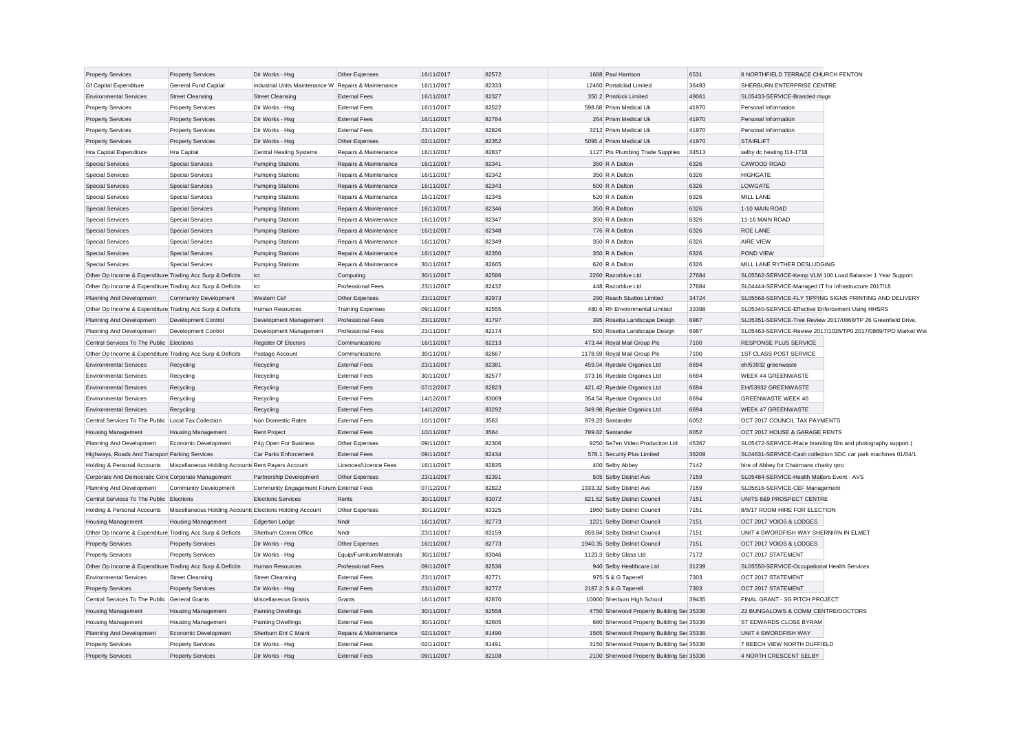| | | | | | | | | | |
|---|---|---|---|---|---|---|---|---|---|
| Property Services | Property Services | Dir Works - Hsg | Other Expenses | 16/11/2017 | 82572 | 1688 | Paul Harrison | 6531 | 8 NORTHFIELD TERRACE CHURCH FENTON |
| Gf Capital Expenditure | General Fund Capital | Industrial Units Maintenance W | Repairs & Maintenance | 16/11/2017 | 82333 | 12460 | Portalclad Limited | 36493 | SHERBURN ENTERPRISE CENTRE |
| Environmental Services | Street Cleansing | Street Cleansing | External Fees | 16/11/2017 | 82327 | 350.2 | Printkick Limited | 49061 | SL05433-SERVICE-Branded mugs |
| Property Services | Property Services | Dir Works - Hsg | External Fees | 16/11/2017 | 82522 | 598.68 | Prism Medical Uk | 41970 | Personal Information |
| Property Services | Property Services | Dir Works - Hsg | External Fees | 16/11/2017 | 82784 | 264 | Prism Medical Uk | 41970 | Personal Information |
| Property Services | Property Services | Dir Works - Hsg | External Fees | 23/11/2017 | 82826 | 3212 | Prism Medical Uk | 41970 | Personal Information |
| Property Services | Property Services | Dir Works - Hsg | Other Expenses | 02/11/2017 | 82352 | 5095.4 | Prism Medical Uk | 41970 | STAIRLIFT |
| Hra Capital Expenditure | Hra Capital | Central Heating Systems | Repairs & Maintenance | 16/11/2017 | 82837 | 1127 | Pts Plumbing Trade Supplies | 34513 | selby dc heating f14-1718 |
| Special Services | Special Services | Pumping Stations | Repairs & Maintenance | 16/11/2017 | 82341 | 350 | R A Dalton | 6326 | CAWOOD ROAD |
| Special Services | Special Services | Pumping Stations | Repairs & Maintenance | 16/11/2017 | 82342 | 350 | R A Dalton | 6326 | HIGHGATE |
| Special Services | Special Services | Pumping Stations | Repairs & Maintenance | 16/11/2017 | 82343 | 500 | R A Dalton | 6326 | LOWGATE |
| Special Services | Special Services | Pumping Stations | Repairs & Maintenance | 16/11/2017 | 82345 | 520 | R A Dalton | 6326 | MILL LANE |
| Special Services | Special Services | Pumping Stations | Repairs & Maintenance | 16/11/2017 | 82346 | 350 | R A Dalton | 6326 | 1-10 MAIN ROAD |
| Special Services | Special Services | Pumping Stations | Repairs & Maintenance | 16/11/2017 | 82347 | 350 | R A Dalton | 6326 | 11-16 MAIN ROAD |
| Special Services | Special Services | Pumping Stations | Repairs & Maintenance | 16/11/2017 | 82348 | 776 | R A Dalton | 6326 | ROE LANE |
| Special Services | Special Services | Pumping Stations | Repairs & Maintenance | 16/11/2017 | 82349 | 350 | R A Dalton | 6326 | AIRE VIEW |
| Special Services | Special Services | Pumping Stations | Repairs & Maintenance | 16/11/2017 | 82350 | 350 | R A Dalton | 6326 | POND VIEW |
| Special Services | Special Services | Pumping Stations | Repairs & Maintenance | 30/11/2017 | 82665 | 620 | R A Dalton | 6326 | MILL LANE RYTHER DESLUDGING |
| Other Op Income & Expenditure | Trading Acc Surp & Deficits | Ict | Computing | 30/11/2017 | 82586 | 2260 | Razorblue Ltd | 27684 | SL05562-SERVICE-Kemp VLM 100 Load Balancer 1 Year Support |
| Other Op Income & Expenditure | Trading Acc Surp & Deficits | Ict | Professional Fees | 23/11/2017 | 82432 | 448 | Razorblue Ltd | 27684 | SL04444-SERVICE-Managed IT for infrastructure 2017/18 |
| Planning And Development | Community Development | Western Cef | Other Expenses | 23/11/2017 | 82973 | 290 | Reach Studios Limited | 34724 | SL05568-SERVICE-FLY TIPPING SIGNS PRINTING AND DELIVERY |
| Other Op Income & Expenditure | Trading Acc Surp & Deficits | Human Resources | Training Expenses | 09/11/2017 | 82555 | 480.6 | Rh Environmental Limited | 33398 | SL05340-SERVICE-Effective Enforcement Using HHSRS |
| Planning And Development | Development Control | Development Management | Professional Fees | 23/11/2017 | 81797 | 395 | Rosetta Landscape Design | 6987 | SL05351-SERVICE-Tree Review 2017/0868/TP 26 Greenfield Drive, |
| Planning And Development | Development Control | Development Management | Professional Fees | 23/11/2017 | 82174 | 500 | Rosetta Landscape Design | 6987 | SL05463-SERVICE-Review 2017/1035/TP0 2017/0869/TPO Market Wei |
| Central Services To The Public | Elections | Register Of Electors | Communications | 16/11/2017 | 82213 | 473.44 | Royal Mail Group Plc | 7100 | RESPONSE PLUS SERVICE |
| Other Op Income & Expenditure | Trading Acc Surp & Deficits | Postage Account | Communications | 30/11/2017 | 82667 | 1178.59 | Royal Mail Group Plc | 7100 | 1ST CLASS POST SERVICE |
| Environmental Services | Recycling | Recycling | External Fees | 23/11/2017 | 82381 | 459.04 | Ryedale Organics Ltd | 6694 | eh/53932 greenwaste |
| Environmental Services | Recycling | Recycling | External Fees | 30/11/2017 | 82577 | 373.16 | Ryedale Organics Ltd | 6694 | WEEK 44 GREENWASTE |
| Environmental Services | Recycling | Recycling | External Fees | 07/12/2017 | 82823 | 421.42 | Ryedale Organics Ltd | 6694 | EH/53932 GREENWASTE |
| Environmental Services | Recycling | Recycling | External Fees | 14/12/2017 | 83069 | 354.54 | Ryedale Organics Ltd | 6694 | GREENWASTE WEEK 46 |
| Environmental Services | Recycling | Recycling | External Fees | 14/12/2017 | 83292 | 349.98 | Ryedale Organics Ltd | 6694 | WEEK 47 GREENWASTE |
| Central Services To The Public | Local Tax Collection | Non Domestic Rates | External Fees | 10/11/2017 | 3563 | 979.23 | Santander | 6052 | OCT 2017 COUNCIL TAX PAYMENTS |
| Housing Management | Housing Management | Rent Project | External Fees | 10/11/2017 | 3564 | 789.82 | Santander | 6052 | OCT 2017 HOUSE & GARAGE RENTS |
| Planning And Development | Economic Development | P4g Open For Business | Other Expenses | 09/11/2017 | 82306 | 9250 | Se7en Video Production Ltd | 45367 | SL05472-SERVICE-Place branding film and photography support ( |
| Highways, Roads And Transport | Parking Services | Car Parks Enforcement | External Fees | 09/11/2017 | 82434 | 578.1 | Security Plus Limited | 36209 | SL04631-SERVICE-Cash collection SDC car park machines 01/04/1 |
| Holding & Personal Accounts | Miscellaneous Holding Accounts | Rent Payers Account | Licences/Licence Fees | 16/11/2017 | 82835 | 400 | Selby Abbey | 7142 | hire of Abbey for Chairmans charity rpro |
| Corporate And Democratic Core | Corporate Management | Partnership Development | Other Expenses | 23/11/2017 | 82391 | 505 | Selby District Avs | 7159 | SL05484-SERVICE-Health Matters Event - AVS |
| Planning And Development | Community Development | Community Engagement Forum | External Fees | 07/12/2017 | 82822 | 1333.32 | Selby District Avs | 7159 | SL05616-SERVICE-CEF Management |
| Central Services To The Public | Elections | Elections Services | Rents | 30/11/2017 | 83072 | 821.52 | Selby District Council | 7151 | UNITS 8&9 PROSPECT CENTRE |
| Holding & Personal Accounts | Miscellaneous Holding Accounts | Elections Holding Account | Other Expenses | 30/11/2017 | 83325 | 1960 | Selby District Council | 7151 | 8/6/17 ROOM HIRE FOR ELECTION |
| Housing Management | Housing Management | Edgerton Lodge | Nndr | 16/11/2017 | 82773 | 1221 | Selby District Council | 7151 | OCT 2017 VOIDS & LODGES |
| Other Op Income & Expenditure | Trading Acc Surp & Deficits | Sherburn Comm.Office | Nndr | 23/11/2017 | 83159 | 859.84 | Selby District Council | 7151 | UNIT 4 SWORDFISH WAY SHERNIRN IN ELMET |
| Property Services | Property Services | Dir Works - Hsg | Other Expenses | 16/11/2017 | 82773 | 1940.35 | Selby District Council | 7151 | OCT 2017 VOIDS & LODGES |
| Property Services | Property Services | Dir Works - Hsg | Equip/Furniture/Materials | 30/11/2017 | 83046 | 1123.3 | Selby Glass Ltd | 7172 | OCT 2017 STATEMENT |
| Other Op Income & Expenditure | Trading Acc Surp & Deficits | Human Resources | Professional Fees | 09/11/2017 | 82536 | 940 | Selby Healthcare Ltd | 31239 | SL05550-SERVICE-Occupational Health Services |
| Environmental Services | Street Cleansing | Street Cleansing | External Fees | 23/11/2017 | 82771 | 975 | S & G Taperell | 7303 | OCT 2017 STATEMENT |
| Property Services | Property Services | Dir Works - Hsg | External Fees | 23/11/2017 | 82772 | 2187.2 | S & G Taperell | 7303 | OCT 2017 STATEMENT |
| Central Services To The Public | General Grants | Miscellaneous Grants | Grants | 16/11/2017 | 82870 | 10000 | Sherburn High School | 39435 | FINAL GRANT - 3G PITCH PROJECT |
| Housing Management | Housing Management | Painting Dwellings | External Fees | 30/11/2017 | 82558 | 4750 | Sherwood Property Building Ser | 35336 | 22 BUNGALOWS & COMM CENTRE/DOCTORS |
| Housing Management | Housing Management | Painting Dwellings | External Fees | 30/11/2017 | 82605 | 680 | Sherwood Property Building Ser | 35336 | ST EDWARDS CLOSE BYRAM |
| Planning And Development | Economic Development | Sherburn Ent C Maint | Repairs & Maintenance | 02/11/2017 | 81490 | 1565 | Sherwood Property Building Ser | 35336 | UNIT 4 SWORDFISH WAY |
| Property Services | Property Services | Dir Works - Hsg | External Fees | 02/11/2017 | 81491 | 3150 | Sherwood Property Building Ser | 35336 | 7 BEECH VIEW NORTH DUFFIELD |
| Property Services | Property Services | Dir Works - Hsg | External Fees | 09/11/2017 | 82108 | 2100 | Sherwood Property Building Ser | 35336 | 4 NORTH CRESCENT SELBY |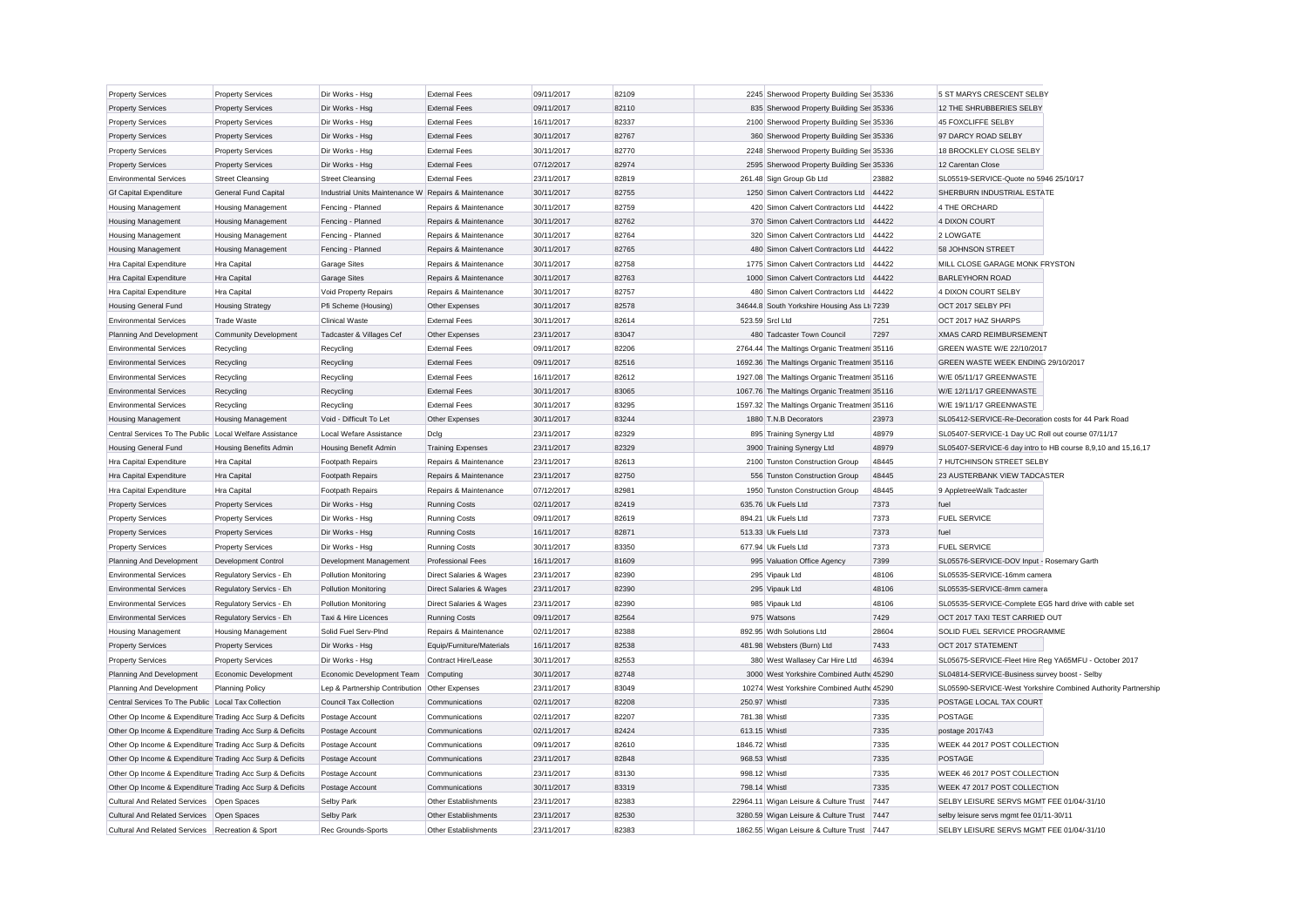| | | | | | | | | | |
|---|---|---|---|---|---|---|---|---|---|
| Property Services | Property Services | Dir Works - Hsg | External Fees | 09/11/2017 | 82109 | 2245 | Sherwood Property Building Ser | 35336 | 5 ST MARYS CRESCENT SELBY |
| Property Services | Property Services | Dir Works - Hsg | External Fees | 09/11/2017 | 82110 | 835 | Sherwood Property Building Ser | 35336 | 12 THE SHRUBBERIES SELBY |
| Property Services | Property Services | Dir Works - Hsg | External Fees | 16/11/2017 | 82337 | 2100 | Sherwood Property Building Ser | 35336 | 45 FOXCLIFFE SELBY |
| Property Services | Property Services | Dir Works - Hsg | External Fees | 30/11/2017 | 82767 | 360 | Sherwood Property Building Ser | 35336 | 97 DARCY ROAD SELBY |
| Property Services | Property Services | Dir Works - Hsg | External Fees | 30/11/2017 | 82770 | 2248 | Sherwood Property Building Ser | 35336 | 18 BROCKLEY CLOSE SELBY |
| Property Services | Property Services | Dir Works - Hsg | External Fees | 07/12/2017 | 82974 | 2595 | Sherwood Property Building Ser | 35336 | 12 Carentan Close |
| Environmental Services | Street Cleansing | Street Cleansing | External Fees | 23/11/2017 | 82819 | 261.48 | Sign Group Gb Ltd | 23882 | SL05519-SERVICE-Quote no 5946 25/10/17 |
| Gf Capital Expenditure | General Fund Capital | Industrial Units Maintenance W | Repairs & Maintenance | 30/11/2017 | 82755 | 1250 | Simon Calvert Contractors Ltd | 44422 | SHERBURN INDUSTRIAL ESTATE |
| Housing Management | Housing Management | Fencing - Planned | Repairs & Maintenance | 30/11/2017 | 82759 | 420 | Simon Calvert Contractors Ltd | 44422 | 4 THE ORCHARD |
| Housing Management | Housing Management | Fencing - Planned | Repairs & Maintenance | 30/11/2017 | 82762 | 370 | Simon Calvert Contractors Ltd | 44422 | 4 DIXON COURT |
| Housing Management | Housing Management | Fencing - Planned | Repairs & Maintenance | 30/11/2017 | 82764 | 320 | Simon Calvert Contractors Ltd | 44422 | 2 LOWGATE |
| Housing Management | Housing Management | Fencing - Planned | Repairs & Maintenance | 30/11/2017 | 82765 | 480 | Simon Calvert Contractors Ltd | 44422 | 58 JOHNSON STREET |
| Hra Capital Expenditure | Hra Capital | Garage Sites | Repairs & Maintenance | 30/11/2017 | 82758 | 1775 | Simon Calvert Contractors Ltd | 44422 | MILL CLOSE GARAGE MONK FRYSTON |
| Hra Capital Expenditure | Hra Capital | Garage Sites | Repairs & Maintenance | 30/11/2017 | 82763 | 1000 | Simon Calvert Contractors Ltd | 44422 | BARLEYHORN ROAD |
| Hra Capital Expenditure | Hra Capital | Void Property Repairs | Repairs & Maintenance | 30/11/2017 | 82757 | 480 | Simon Calvert Contractors Ltd | 44422 | 4 DIXON COURT SELBY |
| Housing General Fund | Housing Strategy | Pfi Scheme (Housing) | Other Expenses | 30/11/2017 | 82578 | 34644.8 | South Yorkshire Housing Ass Lt | 7239 | OCT 2017 SELBY PFI |
| Environmental Services | Trade Waste | Clinical Waste | External Fees | 30/11/2017 | 82614 | 523.59 | Srcl Ltd | 7251 | OCT 2017 HAZ SHARPS |
| Planning And Development | Community Development | Tadcaster & Villages Cef | Other Expenses | 23/11/2017 | 83047 | 480 | Tadcaster Town Council | 7297 | XMAS CARD REIMBURSEMENT |
| Environmental Services | Recycling | Recycling | External Fees | 09/11/2017 | 82206 | 2764.44 | The Maltings Organic Treatment | 35116 | GREEN WASTE W/E 22/10/2017 |
| Environmental Services | Recycling | Recycling | External Fees | 09/11/2017 | 82516 | 1692.36 | The Maltings Organic Treatment | 35116 | GREEN WASTE WEEK ENDING 29/10/2017 |
| Environmental Services | Recycling | Recycling | External Fees | 16/11/2017 | 82612 | 1927.08 | The Maltings Organic Treatment | 35116 | W/E 05/11/17 GREENWASTE |
| Environmental Services | Recycling | Recycling | External Fees | 30/11/2017 | 83065 | 1067.76 | The Maltings Organic Treatment | 35116 | W/E 12/11/17 GREENWASTE |
| Environmental Services | Recycling | Recycling | External Fees | 30/11/2017 | 83295 | 1597.32 | The Maltings Organic Treatment | 35116 | W/E 19/11/17 GREENWASTE |
| Housing Management | Housing Management | Void - Difficult To Let | Other Expenses | 30/11/2017 | 83244 | 1880 | T.N.B Decorators | 23973 | SL05412-SERVICE-Re-Decoration costs for 44 Park Road |
| Central Services To The Public | Local Welfare Assistance | Local Welfare Assistance | Dclg | 23/11/2017 | 82329 | 895 | Training Synergy Ltd | 48979 | SL05407-SERVICE-1 Day UC Roll out course 07/11/17 |
| Housing General Fund | Housing Benefits Admin | Housing Benefit Admin | Training Expenses | 23/11/2017 | 82329 | 3900 | Training Synergy Ltd | 48979 | SL05407-SERVICE-6 day intro to HB course 8,9,10 and 15,16,17 |
| Hra Capital Expenditure | Hra Capital | Footpath Repairs | Repairs & Maintenance | 23/11/2017 | 82613 | 2100 | Tunston Construction Group | 48445 | 7 HUTCHINSON STREET SELBY |
| Hra Capital Expenditure | Hra Capital | Footpath Repairs | Repairs & Maintenance | 23/11/2017 | 82750 | 556 | Tunston Construction Group | 48445 | 23 AUSTERBANK VIEW TADCASTER |
| Hra Capital Expenditure | Hra Capital | Footpath Repairs | Repairs & Maintenance | 07/12/2017 | 82981 | 1950 | Tunston Construction Group | 48445 | 9 AppletreeWalk Tadcaster |
| Property Services | Property Services | Dir Works - Hsg | Running Costs | 02/11/2017 | 82419 | 635.76 | Uk Fuels Ltd | 7373 | fuel |
| Property Services | Property Services | Dir Works - Hsg | Running Costs | 09/11/2017 | 82619 | 894.21 | Uk Fuels Ltd | 7373 | FUEL SERVICE |
| Property Services | Property Services | Dir Works - Hsg | Running Costs | 16/11/2017 | 82871 | 513.33 | Uk Fuels Ltd | 7373 | fuel |
| Property Services | Property Services | Dir Works - Hsg | Running Costs | 30/11/2017 | 83350 | 677.94 | Uk Fuels Ltd | 7373 | FUEL SERVICE |
| Planning And Development | Development Control | Development Management | Professional Fees | 16/11/2017 | 81609 | 995 | Valuation Office Agency | 7399 | SL05576-SERVICE-DOV Input - Rosemary Garth |
| Environmental Services | Regulatory Servics - Eh | Pollution Monitoring | Direct Salaries & Wages | 23/11/2017 | 82390 | 295 | Vipauk Ltd | 48106 | SL05535-SERVICE-16mm camera |
| Environmental Services | Regulatory Servics - Eh | Pollution Monitoring | Direct Salaries & Wages | 23/11/2017 | 82390 | 295 | Vipauk Ltd | 48106 | SL05535-SERVICE-8mm camera |
| Environmental Services | Regulatory Servics - Eh | Pollution Monitoring | Direct Salaries & Wages | 23/11/2017 | 82390 | 985 | Vipauk Ltd | 48106 | SL05535-SERVICE-Complete EG5 hard drive with cable set |
| Environmental Services | Regulatory Servics - Eh | Taxi & Hire Licences | Running Costs | 09/11/2017 | 82564 | 975 | Watsons | 7429 | OCT 2017 TAXI TEST CARRIED OUT |
| Housing Management | Housing Management | Solid Fuel Serv-Plnd | Repairs & Maintenance | 02/11/2017 | 82388 | 892.95 | Wdh Solutions Ltd | 28604 | SOLID FUEL SERVICE PROGRAMME |
| Property Services | Property Services | Dir Works - Hsg | Equip/Furniture/Materials | 16/11/2017 | 82538 | 481.98 | Websters (Burn) Ltd | 7433 | OCT 2017 STATEMENT |
| Property Services | Property Services | Dir Works - Hsg | Contract Hire/Lease | 30/11/2017 | 82553 | 380 | West Wallasey Car Hire Ltd | 46394 | SL05675-SERVICE-Fleet Hire Reg YA65MFU - October 2017 |
| Planning And Development | Economic Development | Economic Development Team | Computing | 30/11/2017 | 82748 | 3000 | West Yorkshire Combined Autho | 45290 | SL04814-SERVICE-Business survey boost - Selby |
| Planning And Development | Planning Policy | Lep & Partnership Contribution | Other Expenses | 23/11/2017 | 83049 | 10274 | West Yorkshire Combined Autho | 45290 | SL05590-SERVICE-West Yorkshire Combined Authority Partnership |
| Central Services To The Public | Local Tax Collection | Council Tax Collection | Communications | 02/11/2017 | 82208 | 250.97 | Whistl | 7335 | POSTAGE LOCAL TAX COURT |
| Other Op Income & Expenditure | Trading Acc Surp & Deficits | Postage Account | Communications | 02/11/2017 | 82207 | 781.38 | Whistl | 7335 | POSTAGE |
| Other Op Income & Expenditure | Trading Acc Surp & Deficits | Postage Account | Communications | 02/11/2017 | 82424 | 613.15 | Whistl | 7335 | postage 2017/43 |
| Other Op Income & Expenditure | Trading Acc Surp & Deficits | Postage Account | Communications | 09/11/2017 | 82610 | 1846.72 | Whistl | 7335 | WEEK 44 2017 POST COLLECTION |
| Other Op Income & Expenditure | Trading Acc Surp & Deficits | Postage Account | Communications | 23/11/2017 | 82848 | 968.53 | Whistl | 7335 | POSTAGE |
| Other Op Income & Expenditure | Trading Acc Surp & Deficits | Postage Account | Communications | 23/11/2017 | 83130 | 998.12 | Whistl | 7335 | WEEK 46 2017 POST COLLECTION |
| Other Op Income & Expenditure | Trading Acc Surp & Deficits | Postage Account | Communications | 30/11/2017 | 83319 | 798.14 | Whistl | 7335 | WEEK 47 2017 POST COLLECTION |
| Cultural And Related Services | Open Spaces | Selby Park | Other Establishments | 23/11/2017 | 82383 | 22964.11 | Wigan Leisure & Culture Trust | 7447 | SELBY LEISURE SERVS MGMT FEE 01/04/-31/10 |
| Cultural And Related Services | Open Spaces | Selby Park | Other Establishments | 23/11/2017 | 82530 | 3280.59 | Wigan Leisure & Culture Trust | 7447 | selby leisure servs mgmt fee 01/11-30/11 |
| Cultural And Related Services | Recreation & Sport | Rec Grounds-Sports | Other Establishments | 23/11/2017 | 82383 | 1862.55 | Wigan Leisure & Culture Trust | 7447 | SELBY LEISURE SERVS MGMT FEE 01/04/-31/10 |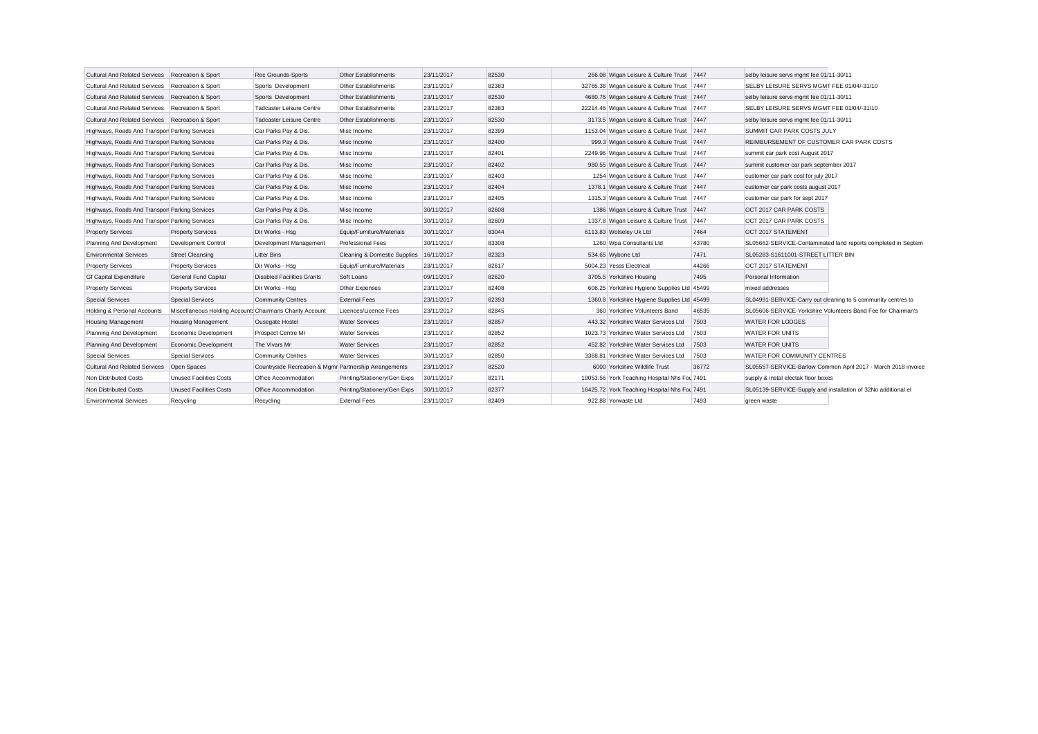| | | | | | | | | | |
|---|---|---|---|---|---|---|---|---|---|
| Cultural And Related Services | Recreation & Sport | Rec Grounds-Sports | Other Establishments | 23/11/2017 | 82530 | 266.08 | Wigan Leisure & Culture Trust | 7447 | selby leisure servs mgmt fee 01/11-30/11 |
| Cultural And Related Services | Recreation & Sport | Sports Development | Other Establishments | 23/11/2017 | 82383 | 32765.38 | Wigan Leisure & Culture Trust | 7447 | SELBY LEISURE SERVS MGMT FEE 01/04/-31/10 |
| Cultural And Related Services | Recreation & Sport | Sports Development | Other Establishments | 23/11/2017 | 82530 | 4680.76 | Wigan Leisure & Culture Trust | 7447 | selby leisure servs mgmt fee 01/11-30/11 |
| Cultural And Related Services | Recreation & Sport | Tadcaster Leisure Centre | Other Establishments | 23/11/2017 | 82383 | 22214.46 | Wigan Leisure & Culture Trust | 7447 | SELBY LEISURE SERVS MGMT FEE 01/04/-31/10 |
| Cultural And Related Services | Recreation & Sport | Tadcaster Leisure Centre | Other Establishments | 23/11/2017 | 82530 | 3173.5 | Wigan Leisure & Culture Trust | 7447 | selby leisure servs mgmt fee 01/11-30/11 |
| Highways, Roads And Transport | Parking Services | Car Parks Pay & Dis. | Misc Income | 23/11/2017 | 82399 | 1153.04 | Wigan Leisure & Culture Trust | 7447 | SUMMIT CAR PARK COSTS JULY |
| Highways, Roads And Transport | Parking Services | Car Parks Pay & Dis. | Misc Income | 23/11/2017 | 82400 | 999.3 | Wigan Leisure & Culture Trust | 7447 | REIMBURSEMENT OF CUSTOMER CAR PARK COSTS |
| Highways, Roads And Transport | Parking Services | Car Parks Pay & Dis. | Misc Income | 23/11/2017 | 82401 | 2249.96 | Wigan Leisure & Culture Trust | 7447 | summit car park cost August 2017 |
| Highways, Roads And Transport | Parking Services | Car Parks Pay & Dis. | Misc Income | 23/11/2017 | 82402 | 980.55 | Wigan Leisure & Culture Trust | 7447 | summit customer car park september 2017 |
| Highways, Roads And Transport | Parking Services | Car Parks Pay & Dis. | Misc Income | 23/11/2017 | 82403 | 1254 | Wigan Leisure & Culture Trust | 7447 | customer car park cost for july 2017 |
| Highways, Roads And Transport | Parking Services | Car Parks Pay & Dis. | Misc Income | 23/11/2017 | 82404 | 1378.1 | Wigan Leisure & Culture Trust | 7447 | customer car park costs august 2017 |
| Highways, Roads And Transport | Parking Services | Car Parks Pay & Dis. | Misc Income | 23/11/2017 | 82405 | 1315.3 | Wigan Leisure & Culture Trust | 7447 | customer car park for sept 2017 |
| Highways, Roads And Transport | Parking Services | Car Parks Pay & Dis. | Misc Income | 30/11/2017 | 82608 | 1386 | Wigan Leisure & Culture Trust | 7447 | OCT 2017 CAR PARK COSTS |
| Highways, Roads And Transport | Parking Services | Car Parks Pay & Dis. | Misc Income | 30/11/2017 | 82609 | 1337.8 | Wigan Leisure & Culture Trust | 7447 | OCT 2017 CAR PARK COSTS |
| Property Services | Property Services | Dir Works - Hsg | Equip/Furniture/Materials | 30/11/2017 | 83044 | 6113.83 | Wolseley Uk Ltd | 7464 | OCT 2017 STATEMENT |
| Planning And Development | Development Control | Development Management | Professional Fees | 30/11/2017 | 83308 | 1260 | Wpa Consultants Ltd | 43780 | SL05662-SERVICE-Contaminated land reports completed in Septem |
| Environmental Services | Street Cleansing | Litter Bins | Cleaning & Domestic Supplies | 16/11/2017 | 82323 | 534.65 | Wybone Ltd | 7471 | SL05283-S1611001-STREET LITTER BIN |
| Property Services | Property Services | Dir Works - Hsg | Equip/Furniture/Materials | 23/11/2017 | 82617 | 5004.23 | Yesss Electrical | 44266 | OCT 2017 STATEMENT |
| Gf Capital Expenditure | General Fund Capital | Disabled Facilities Grants | Soft Loans | 09/11/2017 | 82620 | 3705.5 | Yorkshire Housing | 7495 | Personal Information |
| Property Services | Property Services | Dir Works - Hsg | Other Expenses | 23/11/2017 | 82408 | 606.25 | Yorkshire Hygiene Supplies Ltd | 45499 | mixed addresses |
| Special Services | Special Services | Community Centres | External Fees | 23/11/2017 | 82393 | 1360.8 | Yorkshire Hygiene Supplies Ltd | 45499 | SL04991-SERVICE-Carry out cleaning to 5 community centres to |
| Holding & Personal Accounts | Miscellaneous Holding Accounts | Chairmans Charity Account | Licences/Licence Fees | 23/11/2017 | 82845 | 360 | Yorkshire Volunteers Band | 46535 | SL05606-SERVICE-Yorkshire Volunteers Band Fee for Chairman's |
| Housing Management | Housing Management | Ousegate Hostel | Water Services | 23/11/2017 | 82857 | 443.32 | Yorkshire Water Services Ltd | 7503 | WATER FOR LODGES |
| Planning And Development | Economic Development | Prospect Centre Mr | Water Services | 23/11/2017 | 82852 | 1023.73 | Yorkshire Water Services Ltd | 7503 | WATER FOR UNITS |
| Planning And Development | Economic Development | The Vivars Mr | Water Services | 23/11/2017 | 82852 | 452.82 | Yorkshire Water Services Ltd | 7503 | WATER FOR UNITS |
| Special Services | Special Services | Community Centres | Water Services | 30/11/2017 | 82850 | 3368.81 | Yorkshire Water Services Ltd | 7503 | WATER FOR COMMUNITY CENTRES |
| Cultural And Related Services | Open Spaces | Countryside Recreation & Mgmt | Partnership Arrangements | 23/11/2017 | 82520 | 6000 | Yorkshire Wildlife Trust | 36772 | SL05557-SERVICE-Barlow Common April 2017 - March 2018 invoice |
| Non Distributed Costs | Unused Facilities Costs | Office Accommodation | Printing/Stationery/Gen Exps | 30/11/2017 | 82171 | 19053.56 | York Teaching Hospital Nhs Fou | 7491 | supply & instal electak floor boxes |
| Non Distributed Costs | Unused Facilities Costs | Office Accommodation | Printing/Stationery/Gen Exps | 30/11/2017 | 82377 | 16425.72 | York Teaching Hospital Nhs Fou | 7491 | SL05139-SERVICE-Supply and installation of 32No additional el |
| Environmental Services | Recycling | Recycling | External Fees | 23/11/2017 | 82409 | 922.88 | Yorwaste Ltd | 7493 | green waste |